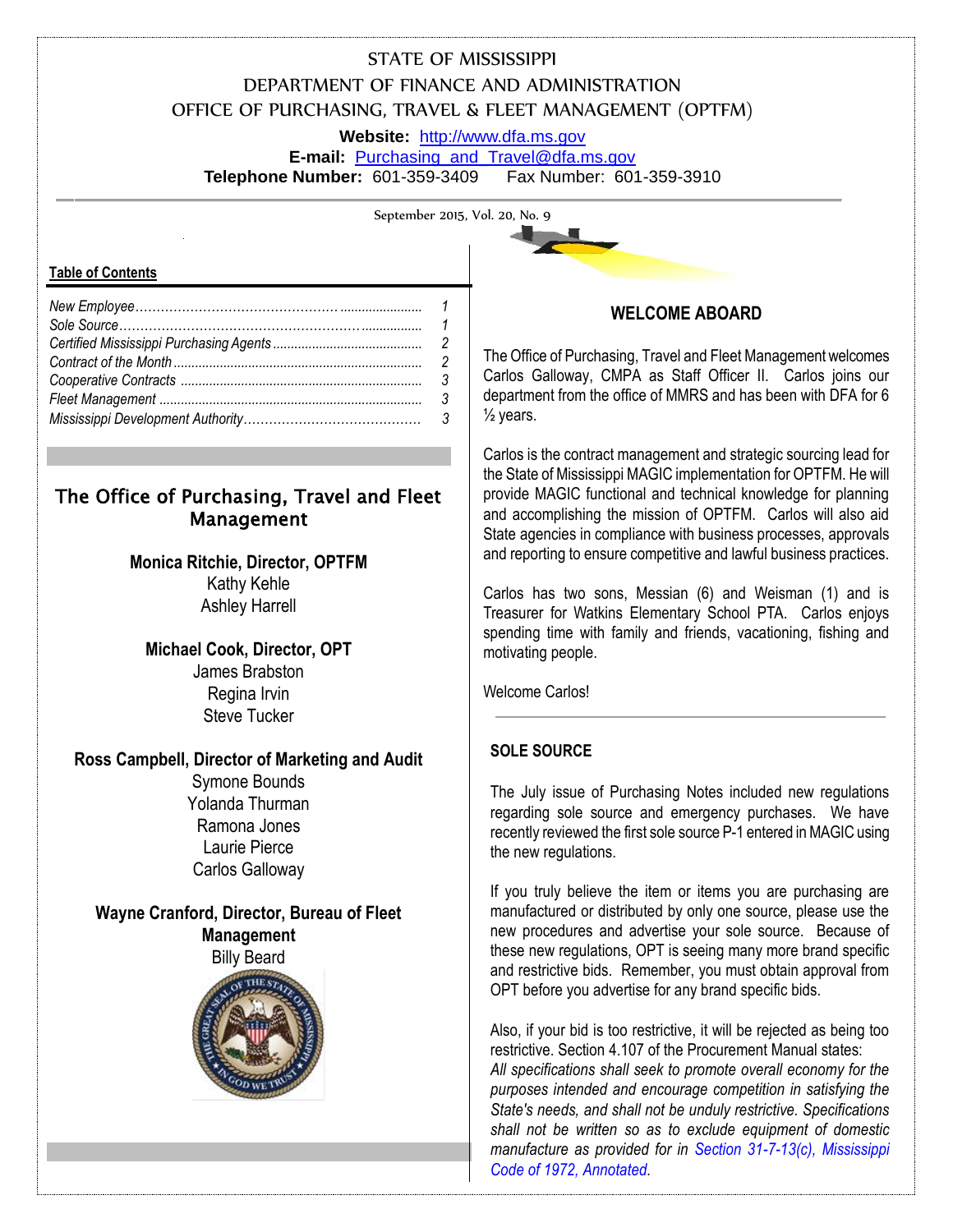# STATE OF MISSISSIPPI
## DEPARTMENT OF FINANCE AND ADMINISTRATION
## OFFICE OF PURCHASING, TRAVEL & FLEET MANAGEMENT (OPTFM)

**Website:** http://www.dfa.ms.gov
**E-mail:** Purchasing_and_Travel@dfa.ms.gov
**Telephone Number:** 601-359-3409 Fax Number: 601-359-3910

September 2015, Vol. 20, No. 9

**Table of Contents**

| | |
|---|---|
| *New Employee* | *1* |
| *Sole Source* | *1* |
| *Certified Mississippi Purchasing Agents* | *2* |
| *Contract of the Month* | *2* |
| *Cooperative Contracts* | *3* |
| *Fleet Management* | *3* |
| *Mississippi Development Authority* | *3* |

## The Office of Purchasing, Travel and Fleet Management

**Monica Ritchie, Director, OPTFM**
Kathy Kehle
Ashley Harrell

**Michael Cook, Director, OPT**
James Brabston
Regina Irvin
Steve Tucker

**Ross Campbell, Director of Marketing and Audit**
Symone Bounds
Yolanda Thurman
Ramona Jones
Laurie Pierce
Carlos Galloway

**Wayne Cranford, Director, Bureau of Fleet Management**
Billy Beard

## WELCOME ABOARD

The Office of Purchasing, Travel and Fleet Management welcomes Carlos Galloway, CMPA as Staff Officer II. Carlos joins our department from the office of MMRS and has been with DFA for 6 ½ years.

Carlos is the contract management and strategic sourcing lead for the State of Mississippi MAGIC implementation for OPTFM. He will provide MAGIC functional and technical knowledge for planning and accomplishing the mission of OPTFM. Carlos will also aid State agencies in compliance with business processes, approvals and reporting to ensure competitive and lawful business practices.

Carlos has two sons, Messian (6) and Weisman (1) and is Treasurer for Watkins Elementary School PTA. Carlos enjoys spending time with family and friends, vacationing, fishing and motivating people.

Welcome Carlos!

## SOLE SOURCE

The July issue of Purchasing Notes included new regulations regarding sole source and emergency purchases. We have recently reviewed the first sole source P-1 entered in MAGIC using the new regulations.

If you truly believe the item or items you are purchasing are manufactured or distributed by only one source, please use the new procedures and advertise your sole source. Because of these new regulations, OPT is seeing many more brand specific and restrictive bids. Remember, you must obtain approval from OPT before you advertise for any brand specific bids.

Also, if your bid is too restrictive, it will be rejected as being too restrictive. Section 4.107 of the Procurement Manual states:
*All specifications shall seek to promote overall economy for the purposes intended and encourage competition in satisfying the State's needs, and shall not be unduly restrictive. Specifications shall not be written so as to exclude equipment of domestic manufacture as provided for in Section 31-7-13(c), Mississippi Code of 1972, Annotated.*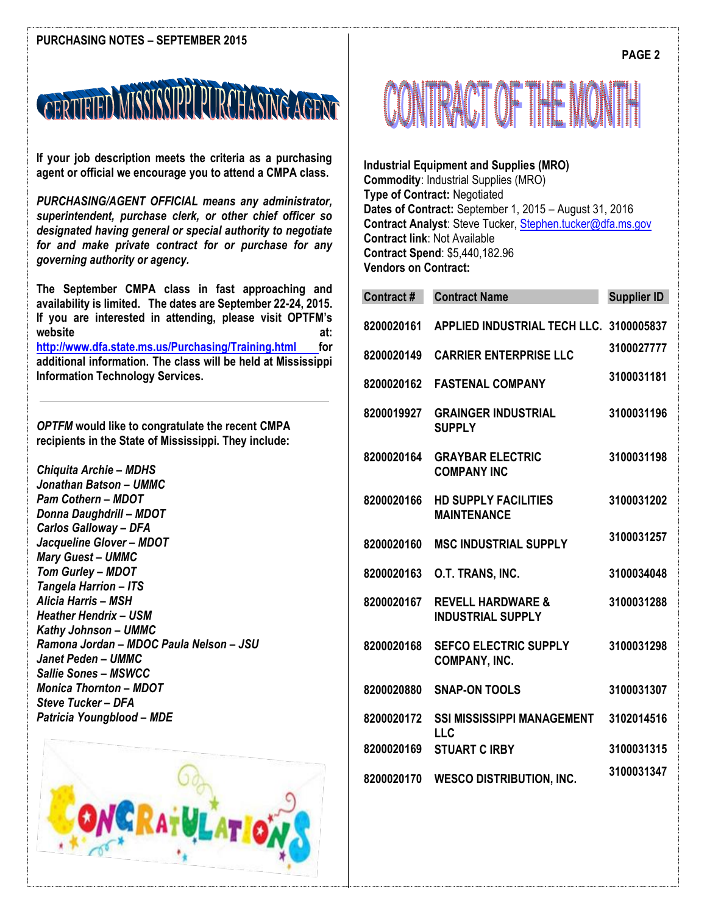## CERTIFIED MISSISSIPPI PURCHASING AGENT

**If your job description meets the criteria as a purchasing agent or official we encourage you to attend a CMPA class.**

***PURCHASING/AGENT OFFICIAL means any administrator, superintendent, purchase clerk, or other chief officer so designated having general or special authority to negotiate for and make private contract for or purchase for any governing authority or agency.***

**The September CMPA class in fast approaching and availability is limited. The dates are September 22-24, 2015. If you are interested in attending, please visit OPTFM's website at: http://www.dfa.state.ms.us/Purchasing/Training.html for additional information. The class will be held at Mississippi Information Technology Services.**

---

***OPTFM*** **would like to congratulate the recent CMPA recipients in the State of Mississippi. They include:**

*Chiquita Archie – MDHS*
*Jonathan Batson – UMMC*
*Pam Cothern – MDOT*
*Donna Daughdrill – MDOT*
*Carlos Galloway – DFA*
*Jacqueline Glover – MDOT*
*Mary Guest – UMMC*
*Tom Gurley – MDOT*
*Tangela Harrion – ITS*
*Alicia Harris – MSH*
*Heather Hendrix – USM*
*Kathy Johnson – UMMC*
*Ramona Jordan – MDOC Paula Nelson – JSU*
*Janet Peden – UMMC*
*Sallie Sones – MSWCC*
*Monica Thornton – MDOT*
*Steve Tucker – DFA*
*Patricia Youngblood – MDE*

## CONTRACT OF THE MONTH

**Industrial Equipment and Supplies (MRO)**
**Commodity**: Industrial Supplies (MRO)
**Type of Contract:** Negotiated
**Dates of Contract:** September 1, 2015 – August 31, 2016
**Contract Analyst**: Steve Tucker, Stephen.tucker@dfa.ms.gov
**Contract link**: Not Available
**Contract Spend**: $5,440,182.96
**Vendors on Contract:**

| Contract # | Contract Name | Supplier ID |
|---|---|---|
| 8200020161 | APPLIED INDUSTRIAL TECH LLC. | 3100005837 |
| 8200020149 | CARRIER ENTERPRISE LLC | 3100027777 |
| 8200020162 | FASTENAL COMPANY | 3100031181 |
| 8200019927 | GRAINGER INDUSTRIAL SUPPLY | 3100031196 |
| 8200020164 | GRAYBAR ELECTRIC COMPANY INC | 3100031198 |
| 8200020166 | HD SUPPLY FACILITIES MAINTENANCE | 3100031202 |
| 8200020160 | MSC INDUSTRIAL SUPPLY | 3100031257 |
| 8200020163 | O.T. TRANS, INC. | 3100034048 |
| 8200020167 | REVELL HARDWARE & INDUSTRIAL SUPPLY | 3100031288 |
| 8200020168 | SEFCO ELECTRIC SUPPLY COMPANY, INC. | 3100031298 |
| 8200020880 | SNAP-ON TOOLS | 3100031307 |
| 8200020172 | SSI MISSISSIPPI MANAGEMENT LLC | 3102014516 |
| 8200020169 | STUART C IRBY | 3100031315 |
| 8200020170 | WESCO DISTRIBUTION, INC. | 3100031347 |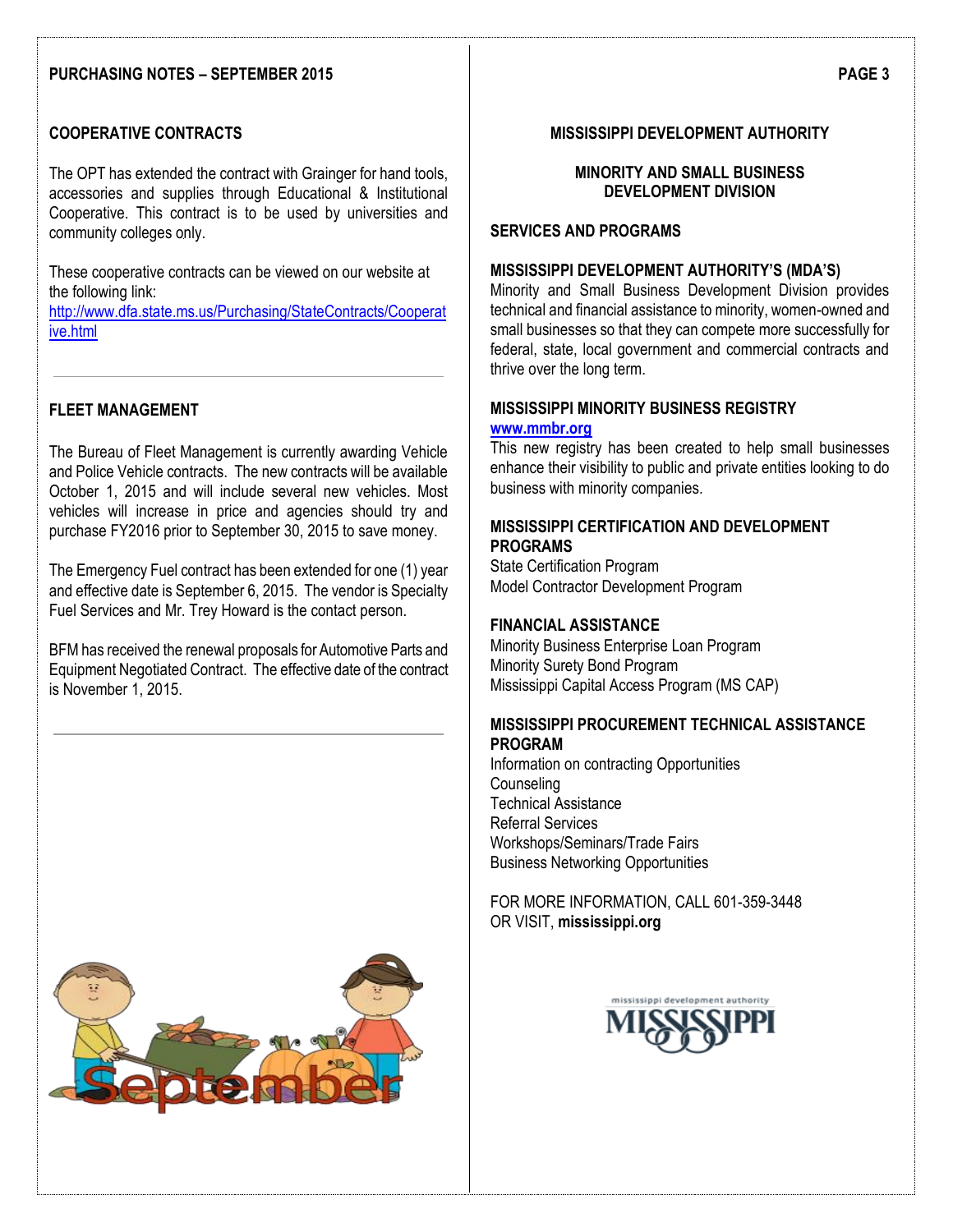## COOPERATIVE CONTRACTS

The OPT has extended the contract with Grainger for hand tools, accessories and supplies through Educational & Institutional Cooperative. This contract is to be used by universities and community colleges only.

These cooperative contracts can be viewed on our website at the following link:
[http://www.dfa.state.ms.us/Purchasing/StateContracts/Cooperative.html](http://www.dfa.state.ms.us/Purchasing/StateContracts/Cooperative.html)

---

## FLEET MANAGEMENT

The Bureau of Fleet Management is currently awarding Vehicle and Police Vehicle contracts. The new contracts will be available October 1, 2015 and will include several new vehicles. Most vehicles will increase in price and agencies should try and purchase FY2016 prior to September 30, 2015 to save money.

The Emergency Fuel contract has been extended for one (1) year and effective date is September 6, 2015. The vendor is Specialty Fuel Services and Mr. Trey Howard is the contact person.

BFM has received the renewal proposals for Automotive Parts and Equipment Negotiated Contract. The effective date of the contract is November 1, 2015.

---

## MISSISSIPPI DEVELOPMENT AUTHORITY

### MINORITY AND SMALL BUSINESS DEVELOPMENT DIVISION

**SERVICES AND PROGRAMS**

**MISSISSIPPI DEVELOPMENT AUTHORITY'S (MDA'S)**
Minority and Small Business Development Division provides technical and financial assistance to minority, women-owned and small businesses so that they can compete more successfully for federal, state, local government and commercial contracts and thrive over the long term.

**MISSISSIPPI MINORITY BUSINESS REGISTRY**
**[www.mmbr.org](http://www.mmbr.org)**
This new registry has been created to help small businesses enhance their visibility to public and private entities looking to do business with minority companies.

**MISSISSIPPI CERTIFICATION AND DEVELOPMENT PROGRAMS**
State Certification Program
Model Contractor Development Program

**FINANCIAL ASSISTANCE**
Minority Business Enterprise Loan Program
Minority Surety Bond Program
Mississippi Capital Access Program (MS CAP)

**MISSISSIPPI PROCUREMENT TECHNICAL ASSISTANCE PROGRAM**
Information on contracting Opportunities
Counseling
Technical Assistance
Referral Services
Workshops/Seminars/Trade Fairs
Business Networking Opportunities

FOR MORE INFORMATION, CALL 601-359-3448
OR VISIT, **mississippi.org**